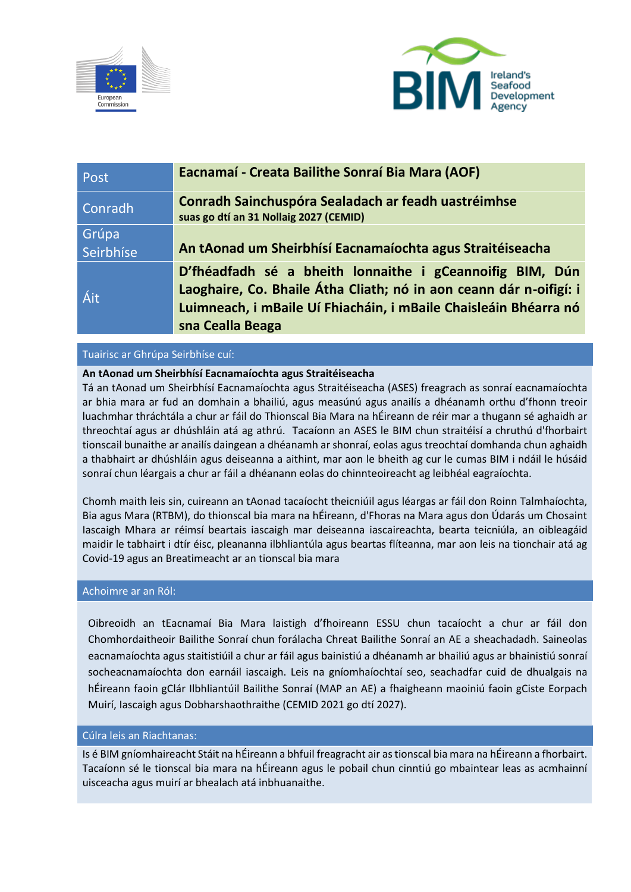| Post | **Eacnamaí - Creata Bailithe Sonraí Bia Mara (AOF)** |
|---|---|
| Conradh | **Conradh Sainchuspóra Sealadach ar feadh uastréimhse suas go dtí an 31 Nollaig 2027 (CEMID)** |
| Grúpa Seirbhíse | **An tAonad um Sheirbhísí Eacnamaíochta agus Straitéiseacha** |
| Áit | **D'fhéadfadh sé a bheith lonnaithe i gCeannoifig BIM, Dún Laoghaire, Co. Bhaile Átha Cliath; nó in aon ceann dár n-oifigí: i Luimneach, i mBaile Uí Fhiacháin, i mBaile Chaisleáin Bhéarra nó sna Cealla Beaga** |

## Tuairisc ar Ghrúpa Seirbhíse cuí:

**An tAonad um Sheirbhísí Eacnamaíochta agus Straitéiseacha**

Tá an tAonad um Sheirbhísí Eacnamaíochta agus Straitéiseacha (ASES) freagrach as sonraí eacnamaíochta ar bhia mara ar fud an domhain a bhailiú, agus measúnú agus anailís a dhéanamh orthu d'fhonn treoir luachmhar thráchtála a chur ar fáil do Thionscal Bia Mara na hÉireann de réir mar a thugann sé aghaidh ar threochtaí agus ar dhúshláin atá ag athrú. Tacaíonn an ASES le BIM chun straitéisí a chruthú d'fhorbairt tionscail bunaithe ar anailís daingean a dhéanamh ar shonraí, eolas agus treochtaí domhanda chun aghaidh a thabhairt ar dhúshláin agus deiseanna a aithint, mar aon le bheith ag cur le cumas BIM i ndáil le húsáid sonraí chun léargais a chur ar fáil a dhéanann eolas do chinnteoireacht ag leibhéal eagraíochta.

Chomh maith leis sin, cuireann an tAonad tacaíocht theicniúil agus léargas ar fáil don Roinn Talmhaíochta, Bia agus Mara (RTBM), do thionscal bia mara na hÉireann, d'Fhoras na Mara agus don Údarás um Chosaint Iascaigh Mhara ar réimsí beartais iascaigh mar deiseanna iascaireachta, bearta teicniúla, an oibleagáid maidir le tabhairt i dtír éisc, pleananna ilbhliantúla agus beartas flíteanna, mar aon leis na tionchair atá ag Covid-19 agus an Breatimeacht ar an tionscal bia mara

## Achoimre ar an Ról:

Oibreoidh an tEacnamaí Bia Mara laistigh d'fhoireann ESSU chun tacaíocht a chur ar fáil don Chomhordaitheoir Bailithe Sonraí chun forálacha Chreat Bailithe Sonraí an AE a sheachadadh. Saineolas eacnamaíochta agus staitistiúil a chur ar fáil agus bainistiú a dhéanamh ar bhailiú agus ar bhainistiú sonraí socheacnamaíochta don earnáil iascaigh. Leis na gníomhaíochtaí seo, seachadfar cuid de dhualgais na hÉireann faoin gClár Ilbhliantúil Bailithe Sonraí (MAP an AE) a fhaigheann maoiniú faoin gCiste Eorpach Muirí, Iascaigh agus Dobharshaothraithe (CEMID 2021 go dtí 2027).

## Cúlra leis an Riachtanas:

Is é BIM gníomhaireacht Stáit na hÉireann a bhfuil freagracht air as tionscal bia mara na hÉireann a fhorbairt. Tacaíonn sé le tionscal bia mara na hÉireann agus le pobail chun cinntiú go mbaintear leas as acmhainní uisceacha agus muirí ar bhealach atá inbhuanaithe.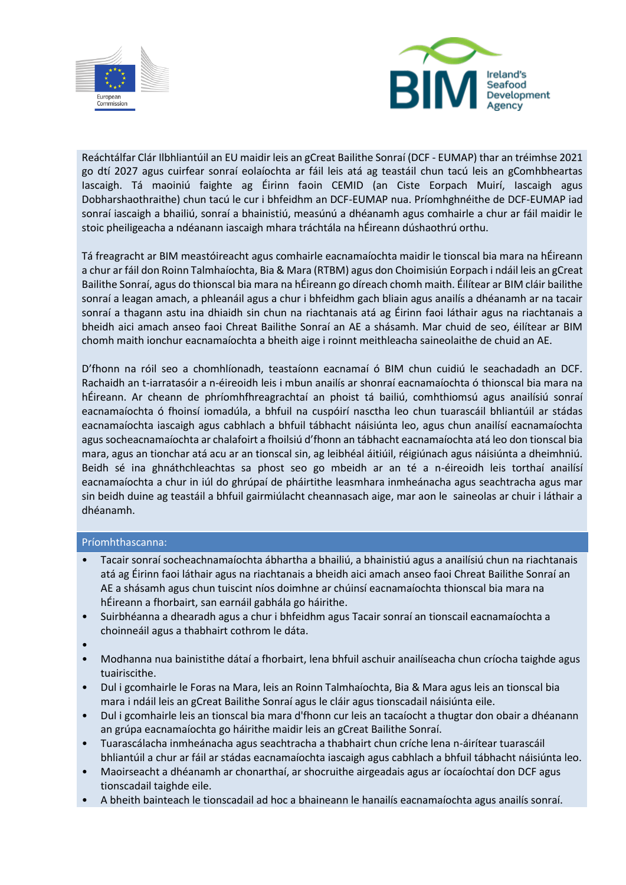Reáchtálfar Clár Ilbhliantúil an EU maidir leis an gCreat Bailithe Sonraí (DCF - EUMAP) thar an tréimhse 2021 go dtí 2027 agus cuirfear sonraí eolaíochta ar fáil leis atá ag teastáil chun tacú leis an gComhbheartas Iascaigh. Tá maoiniú faighte ag Éirinn faoin CEMID (an Ciste Eorpach Muirí, Iascaigh agus Dobharshaothraithe) chun tacú le cur i bhfeidhm an DCF-EUMAP nua. Príomhghnéithe de DCF-EUMAP iad sonraí iascaigh a bhailiú, sonraí a bhainistiú, measúnú a dhéanamh agus comhairle a chur ar fáil maidir le stoic pheiligeacha a ndéanann iascaigh mhara tráchtála na hÉireann dúshaothrú orthu.

Tá freagracht ar BIM meastóireacht agus comhairle eacnamaíochta maidir le tionscal bia mara na hÉireann a chur ar fáil don Roinn Talmhaíochta, Bia & Mara (RTBM) agus don Choimisiún Eorpach i ndáil leis an gCreat Bailithe Sonraí, agus do thionscal bia mara na hÉireann go díreach chomh maith. Éilítear ar BIM cláir bailithe sonraí a leagan amach, a phleanáil agus a chur i bhfeidhm gach bliain agus anailís a dhéanamh ar na tacair sonraí a thagann astu ina dhiaidh sin chun na riachtanais atá ag Éirinn faoi láthair agus na riachtanais a bheidh aici amach anseo faoi Chreat Bailithe Sonraí an AE a shásamh. Mar chuid de seo, éilítear ar BIM chomh maith ionchur eacnamaíochta a bheith aige i roinnt meithleacha saineolaithe de chuid an AE.

D'fhonn na róil seo a chomhlíonadh, teastaíonn eacnamaí ó BIM chun cuidiú le seachadadh an DCF. Rachaidh an t-iarratasóir a n-éireoidh leis i mbun anailís ar shonraí eacnamaíochta ó thionscal bia mara na hÉireann. Ar cheann de phríomhfhreagrachtaí an phoist tá bailiú, comhthiomsú agus anailísiú sonraí eacnamaíochta ó fhoinsí iomadúla, a bhfuil na cuspóirí nasctha leo chun tuarascáil bhliantúil ar stádas eacnamaíochta iascaigh agus cabhlach a bhfuil tábhacht náisiúnta leo, agus chun anailísí eacnamaíochta agus socheacnamaíochta ar chalafoirt a fhoilsiú d'fhonn an tábhacht eacnamaíochta atá leo don tionscal bia mara, agus an tionchar atá acu ar an tionscal sin, ag leibhéal áitiúil, réigiúnach agus náisiúnta a dheimhniú. Beidh sé ina ghnáthchleachtas sa phost seo go mbeidh ar an té a n-éireoidh leis torthaí anailísí eacnamaíochta a chur in iúl do ghrúpaí de pháirtithe leasmhara inmheánacha agus seachtracha agus mar sin beidh duine ag teastáil a bhfuil gairmiúlacht cheannasach aige, mar aon le saineolas ar chuir i láthair a dhéanamh.

## Príomhthascanna:

- Tacair sonraí socheachnamaíochta ábhartha a bhailiú, a bhainistiú agus a anailísiú chun na riachtanais atá ag Éirinn faoi láthair agus na riachtanais a bheidh aici amach anseo faoi Chreat Bailithe Sonraí an AE a shásamh agus chun tuiscint níos doimhne ar chúinsí eacnamaíochta thionscal bia mara na hÉireann a fhorbairt, san earnáil gabhála go háirithe.
- Suirbhéanna a dhearadh agus a chur i bhfeidhm agus Tacair sonraí an tionscail eacnamaíochta a choinneáil agus a thabhairt cothrom le dáta.
- 
- Modhanna nua bainistithe dátaí a fhorbairt, lena bhfuil aschuir anailíseacha chun críocha taighde agus tuairiscithe.
- Dul i gcomhairle le Foras na Mara, leis an Roinn Talmhaíochta, Bia & Mara agus leis an tionscal bia mara i ndáil leis an gCreat Bailithe Sonraí agus le cláir agus tionscadail náisiúnta eile.
- Dul i gcomhairle leis an tionscal bia mara d'fhonn cur leis an tacaíocht a thugtar don obair a dhéanann an grúpa eacnamaíochta go háirithe maidir leis an gCreat Bailithe Sonraí.
- Tuarascálacha inmheánacha agus seachtracha a thabhairt chun críche lena n-áirítear tuarascáil bhliantúil a chur ar fáil ar stádas eacnamaíochta iascaigh agus cabhlach a bhfuil tábhacht náisiúnta leo.
- Maoirseacht a dhéanamh ar chonarthaí, ar shocruithe airgeadais agus ar íocaíochtaí don DCF agus tionscadail taighde eile.
- A bheith bainteach le tionscadail ad hoc a bhaineann le hanailís eacnamaíochta agus anailís sonraí.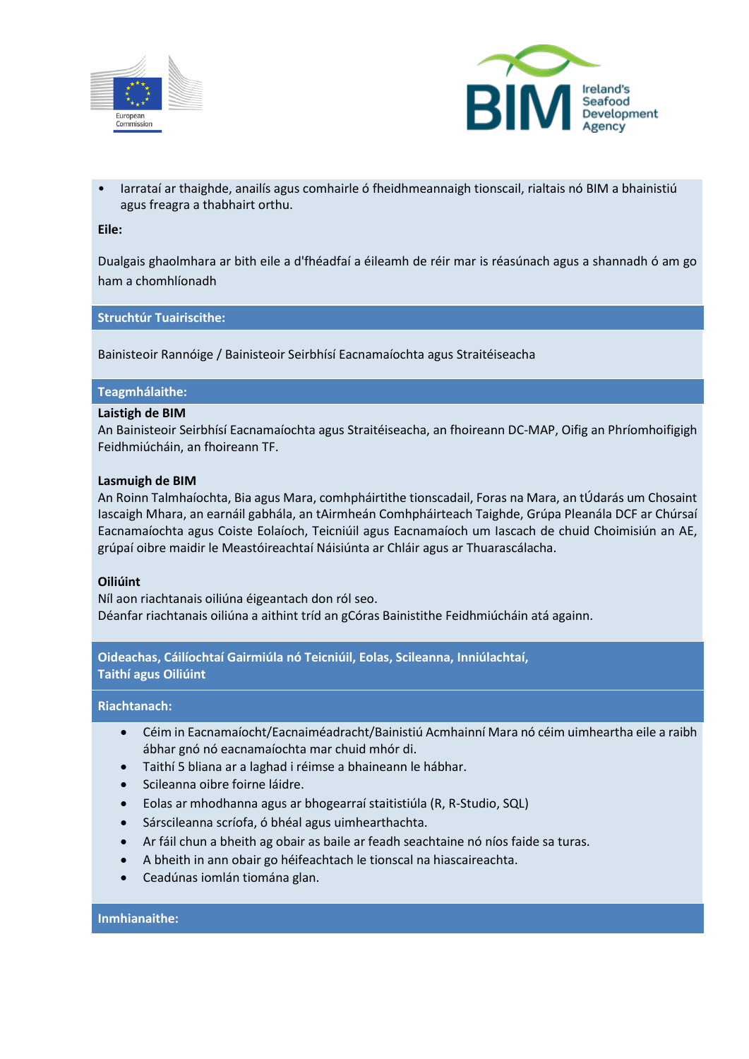- Iarrataí ar thaighde, anailís agus comhairle ó fheidhmeannaigh tionscail, rialtais nó BIM a bhainistiú agus freagra a thabhairt orthu.

**Eile:**

Dualgais ghaolmhara ar bith eile a d'fhéadfaí a éileamh de réir mar is réasúnach agus a shannadh ó am go ham a chomhlíonadh

## Struchtúr Tuairiscithe:

Bainisteoir Rannóige / Bainisteoir Seirbhísí Eacnamaíochta agus Straitéiseacha

## Teagmhálaithe:

**Laistigh de BIM**
An Bainisteoir Seirbhísí Eacnamaíochta agus Straitéiseacha, an fhoireann DC-MAP, Oifig an Phríomhoifigigh Feidhmiúcháin, an fhoireann TF.

**Lasmuigh de BIM**
An Roinn Talmhaíochta, Bia agus Mara, comhpháirtithe tionscadail, Foras na Mara, an tÚdarás um Chosaint Iascaigh Mhara, an earnáil gabhála, an tAirmheán Comhpháirteach Taighde, Grúpa Pleanála DCF ar Chúrsaí Eacnamaíochta agus Coiste Eolaíoch, Teicniúil agus Eacnamaíoch um Iascach de chuid Choimisiún an AE, grúpaí oibre maidir le Meastóireachtaí Náisiúnta ar Chláir agus ar Thuarascálacha.

**Oiliúint**
Níl aon riachtanais oiliúna éigeantach don ról seo.
Déanfar riachtanais oiliúna a aithint tríd an gCóras Bainistithe Feidhmiúcháin atá againn.

## Oideachas, Cáilíochtaí Gairmiúla nó Teicniúil, Eolas, Scileanna, Inniúlachtaí, Taithí agus Oiliúint

## Riachtanach:

- Céim in Eacnamaíocht/Eacnaiméadracht/Bainistiú Acmhainní Mara nó céim uimheartha eile a raibh ábhar gnó nó eacnamaíochta mar chuid mhór di.
- Taithí 5 bliana ar a laghad i réimse a bhaineann le hábhar.
- Scileanna oibre foirne láidre.
- Eolas ar mhodhanna agus ar bhogearraí staitistiúla (R, R-Studio, SQL)
- Sárscileanna scríofa, ó bhéal agus uimhearthachta.
- Ar fáil chun a bheith ag obair as baile ar feadh seachtaine nó níos faide sa turas.
- A bheith in ann obair go héifeachtach le tionscal na hiascaireachta.
- Ceadúnas iomlán tiomána glan.

## Inmhianaithe: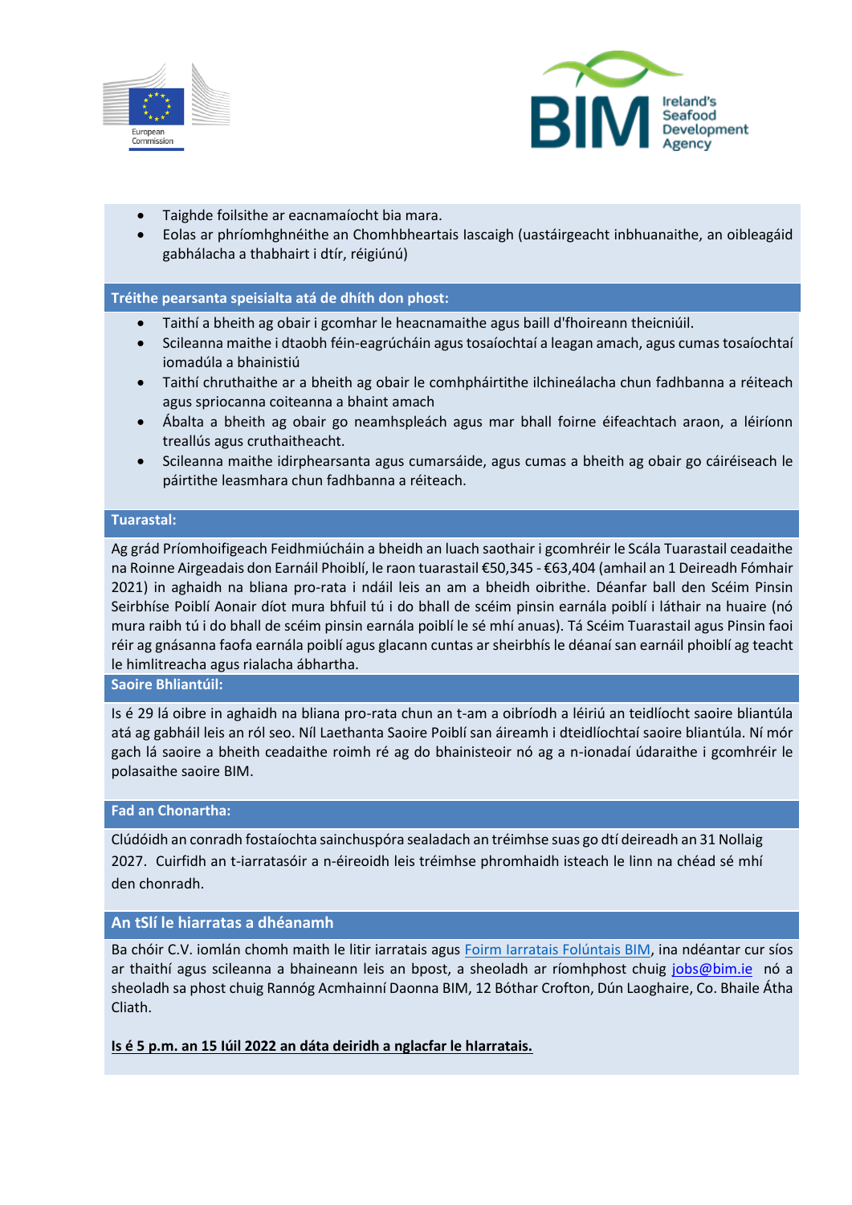- Taighde foilsithe ar eacnamaíocht bia mara.
- Eolas ar phríomhghnéithe an Chomhbheartais Iascaigh (uastáirgeacht inbhuanaithe, an oibleagáid gabhálacha a thabhairt i dtír, réigiúnú)

## Tréithe pearsanta speisialta atá de dhíth don phost:

- Taithí a bheith ag obair i gcomhar le heacnamaithe agus baill d'fhoireann theicniúil.
- Scileanna maithe i dtaobh féin-eagrúcháin agus tosaíochtaí a leagan amach, agus cumas tosaíochtaí iomadúla a bhainistiú
- Taithí chruthaithe ar a bheith ag obair le comhpháirtithe ilchineálacha chun fadhbanna a réiteach agus spriocanna coiteanna a bhaint amach
- Ábalta a bheith ag obair go neamhspleách agus mar bhall foirne éifeachtach araon, a léiríonn treallús agus cruthaitheacht.
- Scileanna maithe idirphearsanta agus cumarsáide, agus cumas a bheith ag obair go cáiréiseach le páirtithe leasmhara chun fadhbanna a réiteach.

## Tuarastal:

Ag grád Príomhoifigeach Feidhmiúcháin a bheidh an luach saothair i gcomhréir le Scála Tuarastail ceadaithe na Roinne Airgeadais don Earnáil Phoiblí, le raon tuarastail €50,345 - €63,404 (amhail an 1 Deireadh Fómhair 2021) in aghaidh na bliana pro-rata i ndáil leis an am a bheidh oibrithe. Déanfar ball den Scéim Pinsin Seirbhíse Poiblí Aonair díot mura bhfuil tú i do bhall de scéim pinsin earnála poiblí i láthair na huaire (nó mura raibh tú i do bhall de scéim pinsin earnála poiblí le sé mhí anuas). Tá Scéim Tuarastail agus Pinsin faoi réir ag gnásanna faofa earnála poiblí agus glacann cuntas ar sheirbhís le déanaí san earnáil phoiblí ag teacht le himlitreacha agus rialacha ábhartha.

## Saoire Bhliantúil:

Is é 29 lá oibre in aghaidh na bliana pro-rata chun an t-am a oibríodh a léiriú an teidlíocht saoire bliantúla atá ag gabháil leis an ról seo. Níl Laethanta Saoire Poiblí san áireamh i dteidlíochtaí saoire bliantúla. Ní mór gach lá saoire a bheith ceadaithe roimh ré ag do bhainisteoir nó ag a n-ionadaí údaraithe i gcomhréir le polasaithe saoire BIM.

## Fad an Chonartha:

Clúdóidh an conradh fostaíochta sainchuspóra sealadach an tréimhse suas go dtí deireadh an 31 Nollaig 2027. Cuirfidh an t-iarratasóir a n-éireoidh leis tréimhse phromhaidh isteach le linn na chéad sé mhí den chonradh.

## An tSlí le hiarratas a dhéanamh

Ba chóir C.V. iomlán chomh maith le litir iarratais agus Foirm Iarratais Folúntais BIM, ina ndéantar cur síos ar thaithí agus scileanna a bhaineann leis an bpost, a sheoladh ar ríomhphost chuig jobs@bim.ie nó a sheoladh sa phost chuig Rannóg Acmhainní Daonna BIM, 12 Bóthar Crofton, Dún Laoghaire, Co. Bhaile Átha Cliath.

**Is é 5 p.m. an 15 Iúil 2022 an dáta deiridh a nglacfar le hIarratais.**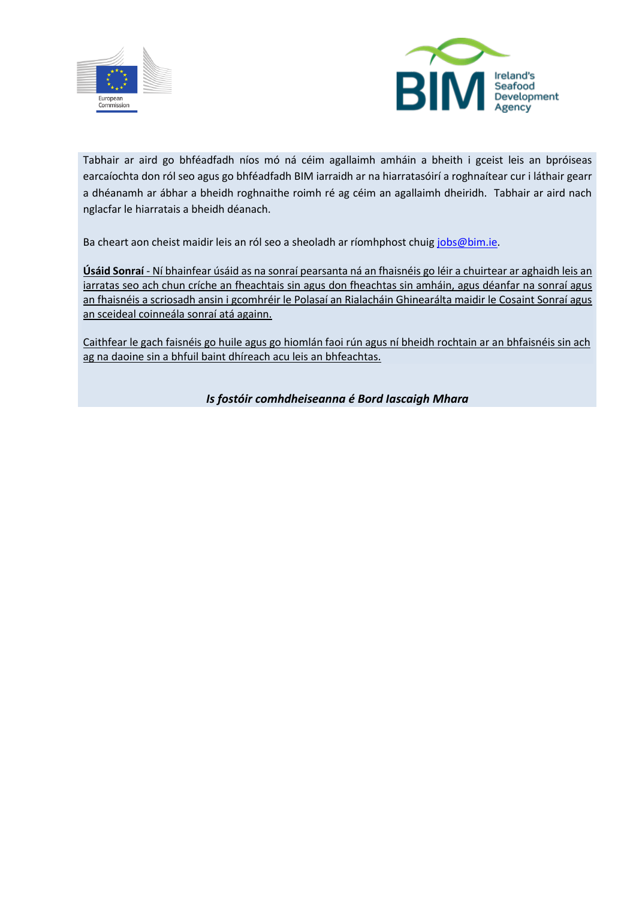Tabhair ar aird go bhféadfadh níos mó ná céim agallaimh amháin a bheith i gceist leis an bpróiseas earcaíochta don ról seo agus go bhféadfadh BIM iarraidh ar na hiarratasóirí a roghnaítear cur i láthair gearr a dhéanamh ar ábhar a bheidh roghnaithe roimh ré ag céim an agallaimh dheiridh. Tabhair ar aird nach nglacfar le hiarratais a bheidh déanach.

Ba cheart aon cheist maidir leis an ról seo a sheoladh ar ríomhphost chuig jobs@bim.ie.

**Úsáid Sonraí** - Ní bhainfear úsáid as na sonraí pearsanta ná an fhaisnéis go léir a chuirtear ar aghaidh leis an iarratas seo ach chun críche an fheachtais sin agus don fheachtas sin amháin, agus déanfar na sonraí agus an fhaisnéis a scriosadh ansin i gcomhréir le Polasaí an Rialacháin Ghinearálta maidir le Cosaint Sonraí agus an sceideal coinneála sonraí atá againn.

Caithfear le gach faisnéis go huile agus go hiomlán faoi rún agus ní bheidh rochtain ar an bhfaisnéis sin ach ag na daoine sin a bhfuil baint dhíreach acu leis an bhfeachtas.

***Is fostóir comhdheiseanna é Bord Iascaigh Mhara***